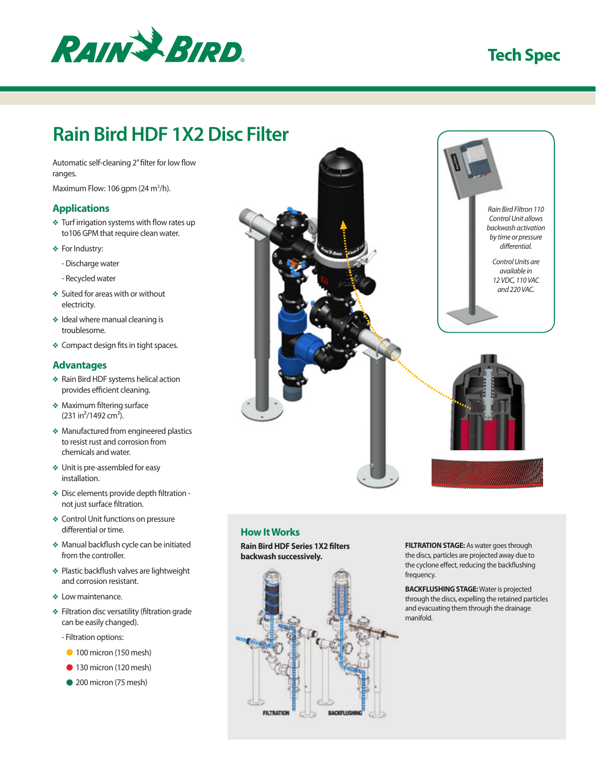# Rain Bird HDF 1X2 Disc Filter

Automatic self-cleaning 2" filter for low flow ranges.

Maximum Flow: 106 gpm (24 $m^3$/h).

## Applications

- Turf irrigation systems with flow rates up to106 GPM that require clean water.
- For Industry:
  - Discharge water
  - Recycled water
- Suited for areas with or without electricity.
- Ideal where manual cleaning is troublesome.
- Compact design fits in tight spaces.

## Advantages

- Rain Bird HDF systems helical action provides efficient cleaning.
- Maximum filtering surface (231 $in^2$/1492 $cm^2$).
- Manufactured from engineered plastics to resist rust and corrosion from chemicals and water.
- Unit is pre-assembled for easy installation.
- Disc elements provide depth filtration - not just surface filtration.
- Control Unit functions on pressure differential or time.
- Manual backflush cycle can be initiated from the controller.
- Plastic backflush valves are lightweight and corrosion resistant.
- Low maintenance.
- Filtration disc versatility (filtration grade can be easily changed).
  - Filtration options:
    - 100 micron (150 mesh)
    - 130 micron (120 mesh)
    - 200 micron (75 mesh)

*Rain Bird Filtron 110 Control Unit allows backwash activation by time or pressure differential.*

*Control Units are available in 12 VDC, 110 VAC and 220 VAC.*

## How It Works

**Rain Bird HDF Series 1X2 filters backwash successively.**

FILTRATION

BACKFLUSHING

**FILTRATION STAGE:** As water goes through the discs, particles are projected away due to the cyclone effect, reducing the backflushing frequency.

**BACKFLUSHING STAGE:** Water is projected through the discs, expelling the retained particles and evacuating them through the drainage manifold.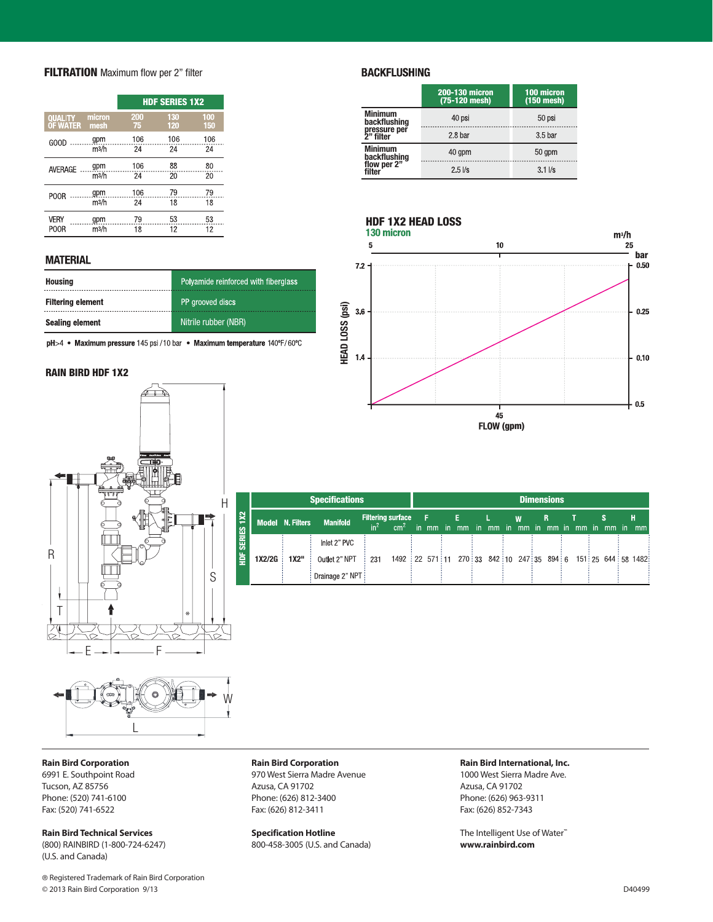## FILTRATION Maximum flow per 2" filter

| QUALITY OF WATER | micron / mesh | HDF SERIES 1X2 200 / 75 | 130 / 120 | 100 / 150 |
|---|---|---|---|---|
| GOOD | gpm | 106 | 106 | 106 |
| | m3/h | 24 | 24 | 24 |
| AVERAGE | gpm | 106 | 88 | 80 |
| | m3/h | 24 | 20 | 20 |
| POOR | gpm | 106 | 79 | 79 |
| | m3/h | 24 | 18 | 18 |
| VERY POOR | gpm | 79 | 53 | 53 |
| | m3/h | 18 | 12 | 12 |

## MATERIAL

| | |
|---|---|
| Housing | Polyamide reinforced with fiberglass |
| Filtering element | PP grooved discs |
| Sealing element | Nitrile rubber (NBR) |

**pH**>4 • **Maximum pressure** 145 psi /10 bar • **Maximum temperature** 140°F/ 60°C

## BACKFLUSHING

| | 200-130 micron (75-120 mesh) | 100 micron (150 mesh) |
|---|---|---|
| Minimum backflushing pressure per 2" filter | 40 psi | 50 psi |
| | 2.8 bar | 3.5 bar |
| Minimum backflushing flow per 2" filter | 40 gpm | 50 gpm |
| | 2.5 l/s | 3.1 l/s |

## HDF 1X2 HEAD LOSS

130 micron

m³/h

5
10
25

bar

7.2
3.6
1.4

0.50
0.25
0.10
0.5

HEAD LOSS (psi)

45

FLOW (gpm)

## RAIN BIRD HDF 1X2

H
R
S
T
E
F
W
L

HDF SERIES 1X2

| Model | N. Filters | Manifold | Filtering surface in² | Filtering surface cm² | F in | F mm | E in | E mm | L in | L mm | W in | W mm | R in | R mm | T in | T mm | S in | S mm | H in | H mm |
|---|---|---|---|---|---|---|---|---|---|---|---|---|---|---|---|---|---|---|---|---|
| 1X2/2G | 1X2" | Inlet 2" PVC<br>Outlet 2" NPT<br>Drainage 2" NPT | 231 | 1492 | 22 | 571 | 11 | 270 | 33 | 842 | 10 | 247 | 35 | 894 | 6 | 151 | 25 | 644 | 58 | 1482 |

**Rain Bird Corporation**
6991 E. Southpoint Road
Tucson, AZ 85756
Phone: (520) 741-6100
Fax: (520) 741-6522

**Rain Bird Technical Services**
(800) RAINBIRD (1-800-724-6247)
(U.S. and Canada)

**Rain Bird Corporation**
970 West Sierra Madre Avenue
Azusa, CA 91702
Phone: (626) 812-3400
Fax: (626) 812-3411

**Specification Hotline**
800-458-3005 (U.S. and Canada)

**Rain Bird International, Inc.**
1000 West Sierra Madre Ave.
Azusa, CA 91702
Phone: (626) 963-9311
Fax: (626) 852-7343

The Intelligent Use of Water™
**www.rainbird.com**

® Registered Trademark of Rain Bird Corporation
© 2013 Rain Bird Corporation 9/13

D40499